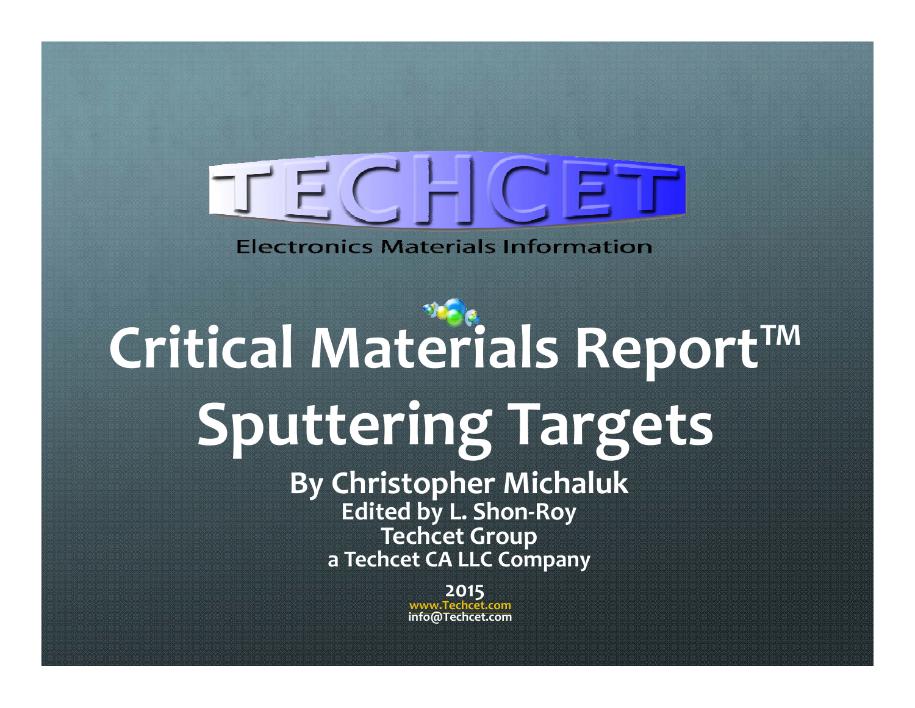TECHCET

Electronics Materials Information

# Critical Materials Report™

# Sputtering Targets

**By Christopher Michaluk**

**Edited by L. Shon-Roy**

**Techcet Group**

**a Techcet CA LLC Company**

**2015**

**www.Techcet.com**

**info@Techcet.com**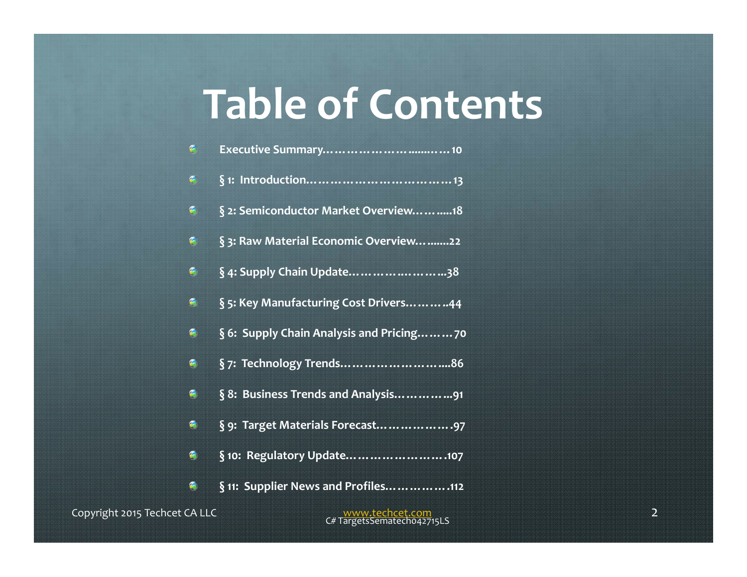# Table of Contents

- **Executive Summary……………………......……10**
- **§ 1: Introduction…………………………………13**
- **§ 2: Semiconductor Market Overview………..…18**
- **§ 3: Raw Material Economic Overview…….....22**
- **§ 4: Supply Chain Update…………….………...38**
- **§ 5: Key Manufacturing Cost Drivers………..44**
- **§ 6: Supply Chain Analysis and Pricing………70**
- **§ 7: Technology Trends……………………….86**
- **§ 8: Business Trends and Analysis…………...91**
- **§ 9: Target Materials Forecast……………….97**
- **§ 10: Regulatory Update……………………..107**
- **§ 11: Supplier News and Profiles……………112**

Copyright 2015 Techcet CA LLC

www.techcet.com
C# TargetsSematech042715LS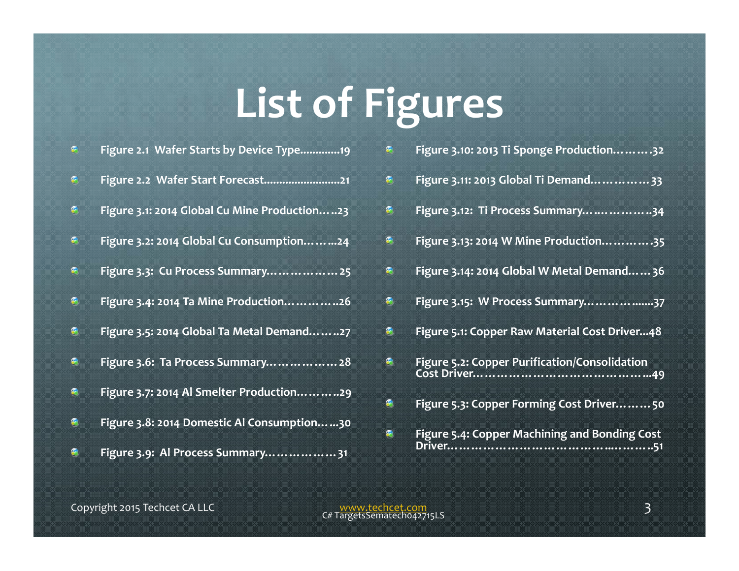# List of Figures

- Figure 2.1 Wafer Starts by Device Type............19
- Figure 2.2 Wafer Start Forecast.........................21
- Figure 3.1: 2014 Global Cu Mine Production…..23
- Figure 3.2: 2014 Global Cu Consumption……...24
- Figure 3.3: Cu Process Summary……………… 25
- Figure 3.4: 2014 Ta Mine Production…………..26
- Figure 3.5: 2014 Global Ta Metal Demand……..27
- Figure 3.6: Ta Process Summary……………… 28
- Figure 3.7: 2014 Al Smelter Production………..29
- Figure 3.8: 2014 Domestic Al Consumption…...30
- Figure 3.9: Al Process Summary……………… 31
- Figure 3.10: 2013 Ti Sponge Production……….32
- Figure 3.11: 2013 Global Ti Demand…………… 33
- Figure 3.12: Ti Process Summary……..………..34
- Figure 3.13: 2014 W Mine Production………….35
- Figure 3.14: 2014 Global W Metal Demand…… 36
- Figure 3.15: W Process Summary…………….......37
- Figure 5.1: Copper Raw Material Cost Driver...48
- Figure 5.2: Copper Purification/Consolidation Cost Driver………………………………………...49
- Figure 5.3: Copper Forming Cost Driver……… 50
- Figure 5.4: Copper Machining and Bonding Cost Driver……………………………………...……..51

Copyright 2015 Techcet CA LLC

www.techcet.com
C# TargetsSematech042715LS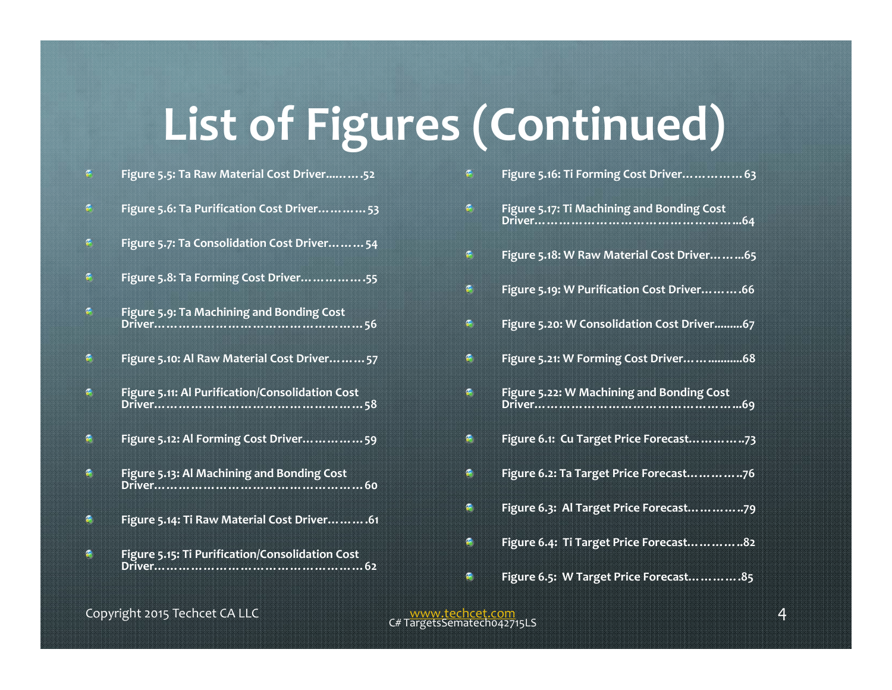# List of Figures (Continued)

- Figure 5.5: Ta Raw Material Cost Driver……….52
- Figure 5.6: Ta Purification Cost Driver…………53
- Figure 5.7: Ta Consolidation Cost Driver………54
- Figure 5.8: Ta Forming Cost Driver…………….55
- Figure 5.9: Ta Machining and Bonding Cost Driver……………………………………………56
- Figure 5.10: Al Raw Material Cost Driver………57
- Figure 5.11: Al Purification/Consolidation Cost Driver……………………………………………58
- Figure 5.12: Al Forming Cost Driver……………59
- Figure 5.13: Al Machining and Bonding Cost Driver……………………………………………60
- Figure 5.14: Ti Raw Material Cost Driver……….61
- Figure 5.15: Ti Purification/Consolidation Cost Driver……………………………………………62
- Figure 5.16: Ti Forming Cost Driver……………63
- Figure 5.17: Ti Machining and Bonding Cost Driver…………………………………………...64
- Figure 5.18: W Raw Material Cost Driver……...65
- Figure 5.19: W Purification Cost Driver……….66
- Figure 5.20: W Consolidation Cost Driver.........67
- Figure 5.21: W Forming Cost Driver…….........68
- Figure 5.22: W Machining and Bonding Cost Driver…………………………………………...69
- Figure 6.1: Cu Target Price Forecast………….73
- Figure 6.2: Ta Target Price Forecast………….76
- Figure 6.3: Al Target Price Forecast………….79
- Figure 6.4: Ti Target Price Forecast………….82
- Figure 6.5: W Target Price Forecast………….85

Copyright 2015 Techcet CA LLC

www.techcet.com
C# TargetsSematech042715LS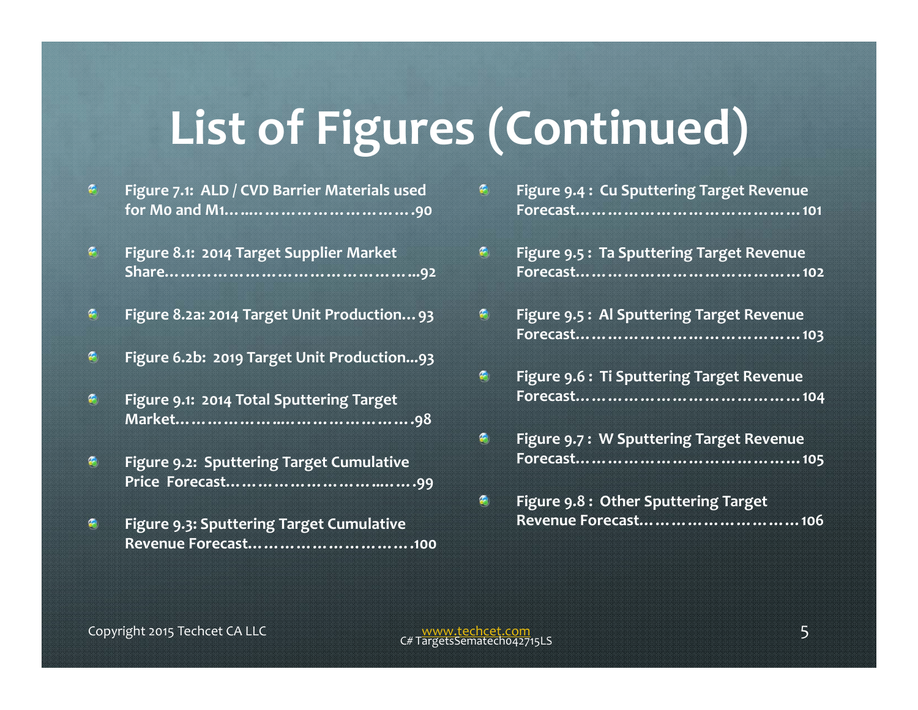# List of Figures (Continued)

- Figure 7.1: ALD / CVD Barrier Materials used for M0 and M1……..……………………………….90
- Figure 8.1: 2014 Target Supplier Market Share…………………………………………...92
- Figure 8.2a: 2014 Target Unit Production… 93
- Figure 6.2b: 2019 Target Unit Production...93
- Figure 9.1: 2014 Total Sputtering Target Market…………………...……………………….98
- Figure 9.2: Sputtering Target Cumulative Price Forecast…………………………...……99
- Figure 9.3: Sputtering Target Cumulative Revenue Forecast………………………….100
- Figure 9.4 : Cu Sputtering Target Revenue Forecast………………………………………101
- Figure 9.5 : Ta Sputtering Target Revenue Forecast………………………………………102
- Figure 9.5 : Al Sputtering Target Revenue Forecast………………………………………103
- Figure 9.6 : Ti Sputtering Target Revenue Forecast………………………………………104
- Figure 9.7 : W Sputtering Target Revenue Forecast………………………………………105
- Figure 9.8 : Other Sputtering Target Revenue Forecast……………………………106

Copyright 2015 Techcet CA LLC

www.techcet.com
C# TargetsSematech042715LS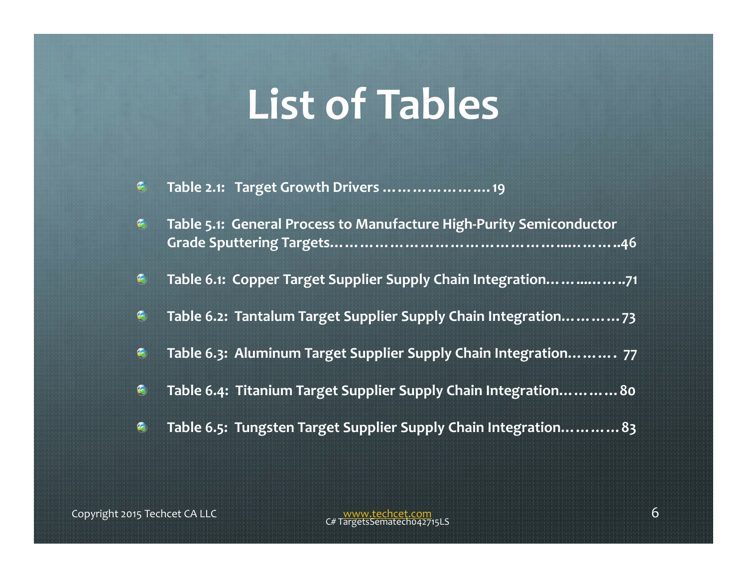# List of Tables

- **Table 2.1: Target Growth Drivers ……………………. 19**
- **Table 5.1: General Process to Manufacture High-Purity Semiconductor Grade Sputtering Targets…………………………………………......………..46**
- **Table 6.1: Copper Target Supplier Supply Chain Integration……......……..71**
- **Table 6.2: Tantalum Target Supplier Supply Chain Integration………… 73**
- **Table 6.3: Aluminum Target Supplier Supply Chain Integration……….  77**
- **Table 6.4: Titanium Target Supplier Supply Chain Integration………… 80**
- **Table 6.5: Tungsten Target Supplier Supply Chain Integration………… 83**

Copyright 2015 Techcet CA LLC

www.techcet.com
C# TargetsSematech042715LS